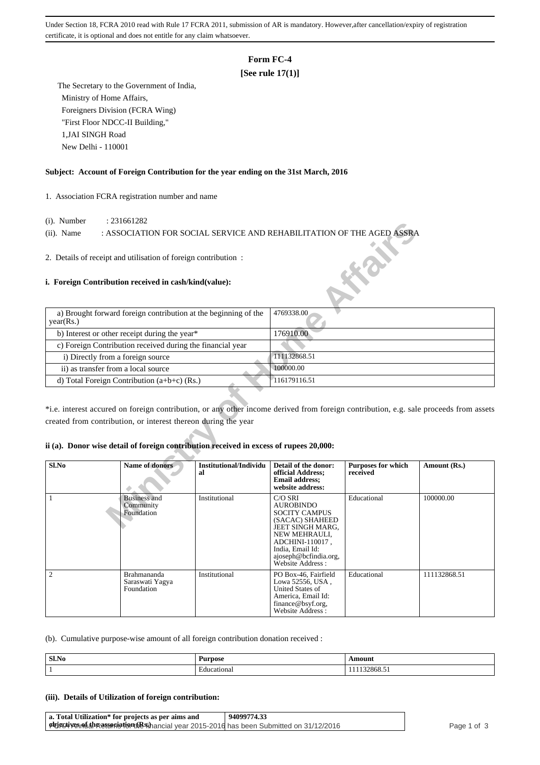Under Section 18, FCRA 2010 read with Rule 17 FCRA 2011, submission of AR is mandatory. However,after cancellation/expiry of registration certificate, it is optional and does not entitle for any claim whatsoever.

# Form FC-4

**[See rule 17(1)]**

The Secretary to the Government of India,
Ministry of Home Affairs,
Foreigners Division (FCRA Wing)
"First Floor NDCC-II Building,"
1,JAI SINGH Road
New Delhi - 110001

**Subject: Account of Foreign Contribution for the year ending on the 31st March, 2016**

1. Association FCRA registration number and name

(i). Number : 231661282

(ii). Name : ASSOCIATION FOR SOCIAL SERVICE AND REHABILITATION OF THE AGED ASSRA

2. Details of receipt and utilisation of foreign contribution :

**i. Foreign Contribution received in cash/kind(value):**

| | |
|---|---|
| a) Brought forward foreign contribution at the beginning of the year(Rs.) | 4769338.00 |
| b) Interest or other receipt during the year* | 176910.00 |
| c) Foreign Contribution received during the financial year | |
| i) Directly from a foreign source | 111132868.51 |
| ii) as transfer from a local source | 100000.00 |
| d) Total Foreign Contribution (a+b+c) (Rs.) | 116179116.51 |

*i.e. interest accured on foreign contribution, or any other income derived from foreign contribution, e.g. sale proceeds from assets created from contribution, or interest thereon during the year

**ii (a). Donor wise detail of foreign contribution received in excess of rupees 20,000:**

| Sl.No | Name of donors | Institutional/Individual | Detail of the donor: official Address; Email address; website address: | Purposes for which received | Amount (Rs.) |
|---|---|---|---|---|---|
| 1 | Business and Community Foundation | Institutional | C/O SRI AUROBINDO SOCITY CAMPUS (SACAC) SHAHEED JEET SINGH MARG, NEW MEHRAULI, ADCHINI-110017 , India, Email Id: ajoseph@bcfindia.org, Website Address : | Educational | 100000.00 |
| 2 | Brahmananda Saraswati Yagya Foundation | Institutional | PO Box-46, Fairfield Lowa 52556, USA , United States of America, Email Id: finance@bsyf.org, Website Address : | Educational | 111132868.51 |

(b). Cumulative purpose-wise amount of all foreign contribution donation received :

| Sl.No | Purpose | Amount |
|---|---|---|
| 1 | Educational | 111132868.51 |

**(iii). Details of Utilization of foreign contribution:**

| | |
|---|---|
| **a. Total Utilization* for projects as per aims and objectives of the association (Rs.)** | **94099774.33** |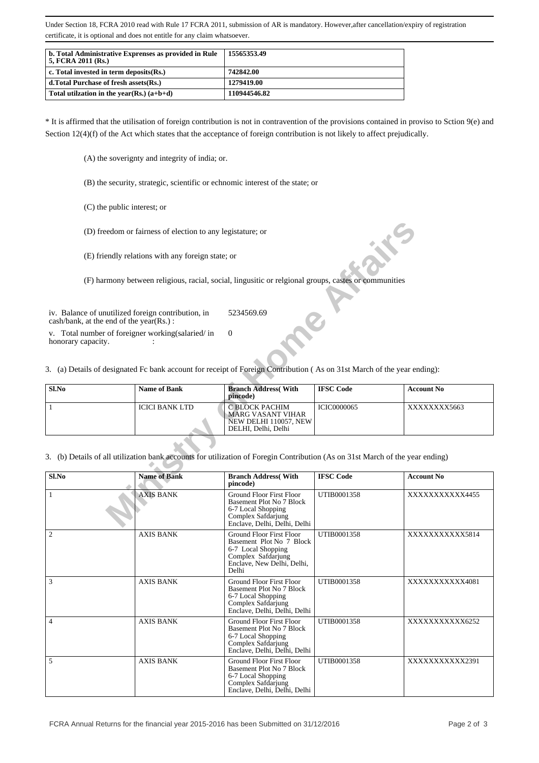Under Section 18, FCRA 2010 read with Rule 17 FCRA 2011, submission of AR is mandatory. However,after cancellation/expiry of registration certificate, it is optional and does not entitle for any claim whatsoever.

| **b. Total Administrative Expreses as provided in Rule 5, FCRA 2011 (Rs.)** | **15565353.49** |
|---|---|
| **c. Total invested in term deposits(Rs.)** | **742842.00** |
| **d.Total Purchase of fresh assets(Rs.)** | **1279419.00** |
| **Total utilzation in the year(Rs.) (a+b+d)** | **110944546.82** |

* It is affirmed that the utilisation of foreign contribution is not in contravention of the provisions contained in proviso to Sction 9(e) and Section 12(4)(f) of the Act which states that the acceptance of foreign contribution is not likely to affect prejudically.

(A) the soverignty and integrity of india; or.

(B) the security, strategic, scientific or echnomic interest of the state; or

(C) the public interest; or

(D) freedom or fairness of election to any legistature; or

(E) friendly relations with any foreign state; or

(F) harmony between religious, racial, social, lingusitic or relgional groups, castes or communities

| | |
|---|---|
| iv. Balance of unutilized foreign contribution, in cash/bank, at the end of the year(Rs.) : | 5234569.69 |
| v. Total number of foreigner working(salaried/ in honorary capacity. : | 0 |

3. (a) Details of designated Fc bank account for receipt of Foreign Contribution ( As on 31st March of the year ending):

| **Sl.No** | **Name of Bank** | **Branch Address( With pincode)** | **IFSC Code** | **Account No** |
|---|---|---|---|---|
| 1 | ICICI BANK LTD | C BLOCK PACHIM MARG VASANT VIHAR NEW DELHI 110057, NEW DELHI, Delhi, Delhi | ICIC0000065 | XXXXXXXX5663 |

3. (b) Details of all utilization bank accounts for utilization of Foregin Contribution (As on 31st March of the year ending)

| **Sl.No** | **Name of Bank** | **Branch Address( With pincode)** | **IFSC Code** | **Account No** |
|---|---|---|---|---|
| 1 | AXIS BANK | Ground Floor First Floor Basement Plot No 7 Block 6-7 Local Shopping Complex Safdarjung Enclave, Delhi, Delhi, Delhi | UTIB0001358 | XXXXXXXXXXX4455 |
| 2 | AXIS BANK | Ground Floor First Floor Basement Plot No 7 Block 6-7 Local Shopping Complex Safdarjung Enclave, New Delhi, Delhi, Delhi | UTIB0001358 | XXXXXXXXXXX5814 |
| 3 | AXIS BANK | Ground Floor First Floor Basement Plot No 7 Block 6-7 Local Shopping Complex Safdarjung Enclave, Delhi, Delhi, Delhi | UTIB0001358 | XXXXXXXXXXX4081 |
| 4 | AXIS BANK | Ground Floor First Floor Basement Plot No 7 Block 6-7 Local Shopping Complex Safdarjung Enclave, Delhi, Delhi, Delhi | UTIB0001358 | XXXXXXXXXXX6252 |
| 5 | AXIS BANK | Ground Floor First Floor Basement Plot No 7 Block 6-7 Local Shopping Complex Safdarjung Enclave, Delhi, Delhi, Delhi | UTIB0001358 | XXXXXXXXXXX2391 |

FCRA Annual Returns for the financial year 2015-2016 has been Submitted on 31/12/2016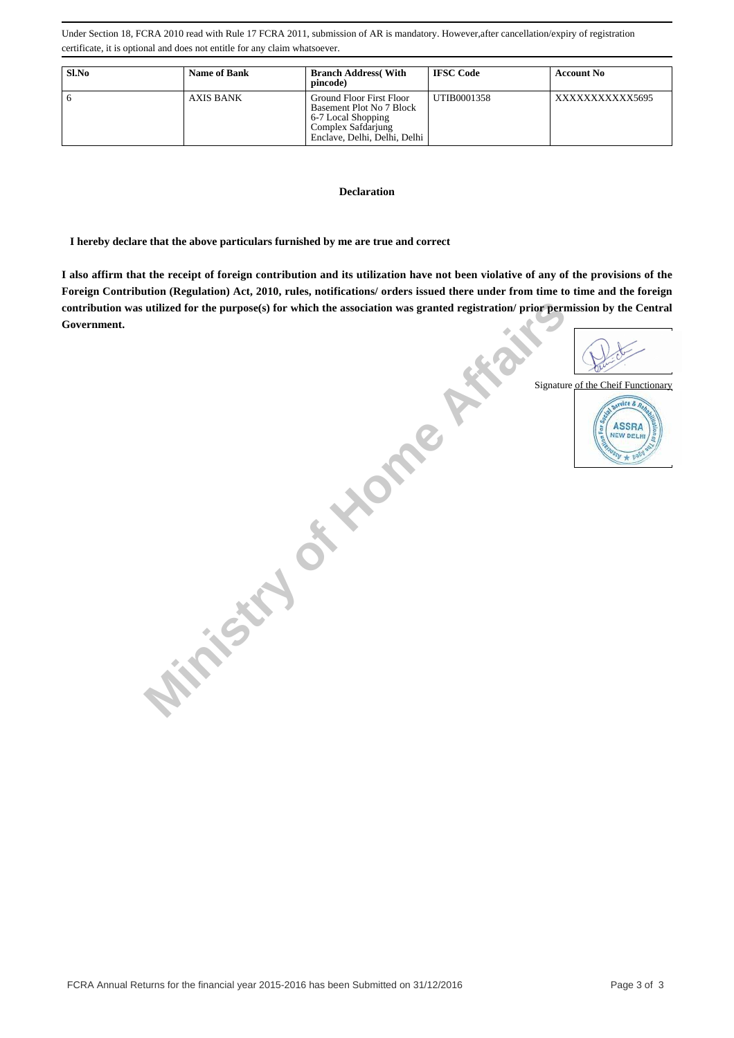Under Section 18, FCRA 2010 read with Rule 17 FCRA 2011, submission of AR is mandatory. However,after cancellation/expiry of registration certificate, it is optional and does not entitle for any claim whatsoever.

| Sl.No | Name of Bank | Branch Address( With pincode) | IFSC Code | Account No |
|---|---|---|---|---|
| 6 | AXIS BANK | Ground Floor First Floor Basement Plot No 7 Block 6-7 Local Shopping Complex Safdarjung Enclave, Delhi, Delhi, Delhi | UTIB0001358 | XXXXXXXXXXX5695 |

**Declaration**

**I hereby declare that the above particulars furnished by me are true and correct**

**I also affirm that the receipt of foreign contribution and its utilization have not been violative of any of the provisions of the Foreign Contribution (Regulation) Act, 2010, rules, notifications/ orders issued there under from time to time and the foreign contribution was utilized for the purpose(s) for which the association was granted registration/ prior permission by the Central Government.**

Signature of the Cheif Functionary